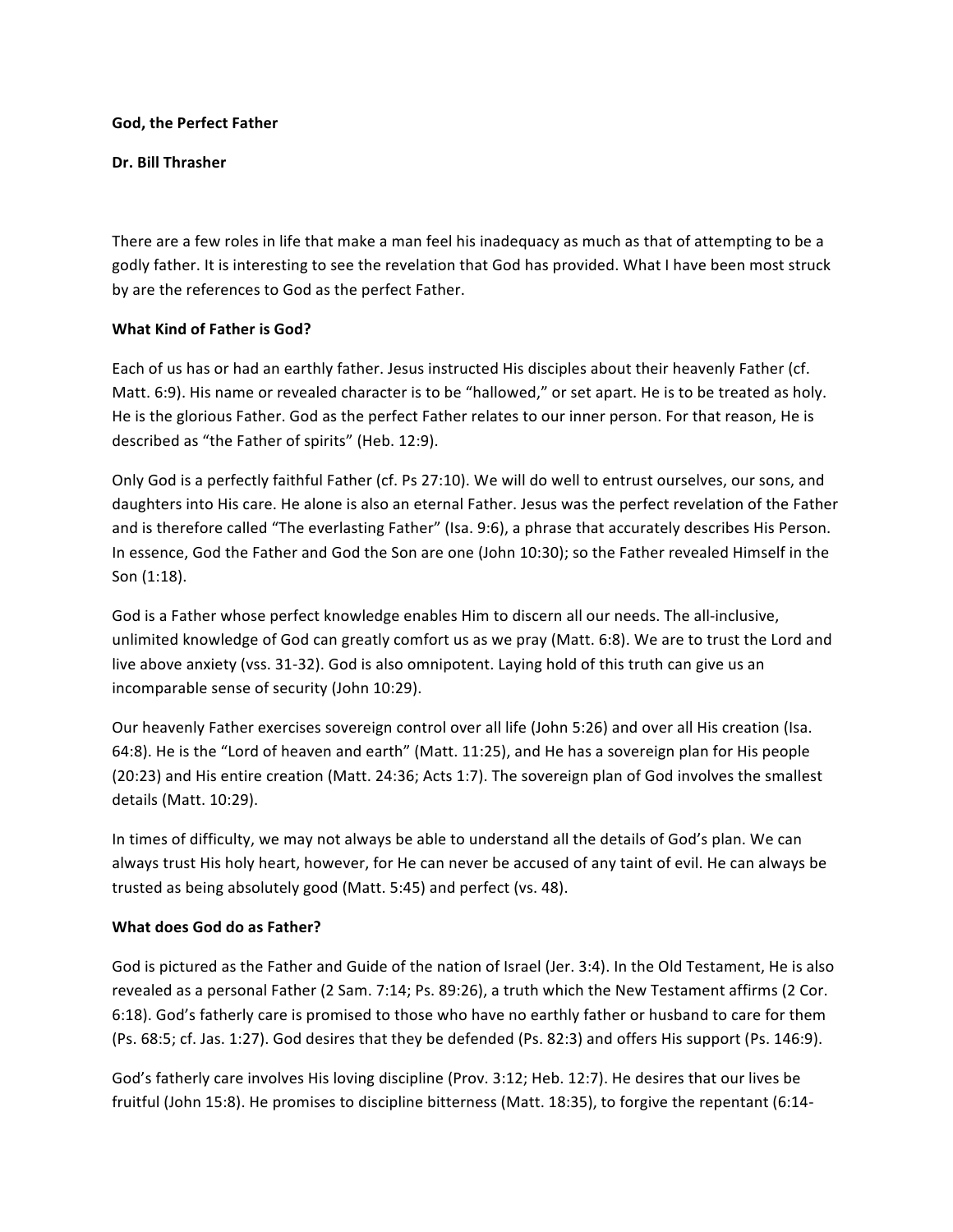**God, the Perfect Father**

**Dr. Bill Thrasher**

There are a few roles in life that make a man feel his inadequacy as much as that of attempting to be a godly father. It is interesting to see the revelation that God has provided. What I have been most struck by are the references to God as the perfect Father.

**What Kind of Father is God?**

Each of us has or had an earthly father. Jesus instructed His disciples about their heavenly Father (cf. Matt. 6:9). His name or revealed character is to be "hallowed," or set apart. He is to be treated as holy. He is the glorious Father. God as the perfect Father relates to our inner person. For that reason, He is described as "the Father of spirits" (Heb. 12:9).

Only God is a perfectly faithful Father (cf. Ps 27:10). We will do well to entrust ourselves, our sons, and daughters into His care. He alone is also an eternal Father. Jesus was the perfect revelation of the Father and is therefore called "The everlasting Father" (Isa. 9:6), a phrase that accurately describes His Person. In essence, God the Father and God the Son are one (John 10:30); so the Father revealed Himself in the Son (1:18).

God is a Father whose perfect knowledge enables Him to discern all our needs. The all-inclusive, unlimited knowledge of God can greatly comfort us as we pray (Matt. 6:8). We are to trust the Lord and live above anxiety (vss. 31-32). God is also omnipotent. Laying hold of this truth can give us an incomparable sense of security (John 10:29).

Our heavenly Father exercises sovereign control over all life (John 5:26) and over all His creation (Isa. 64:8). He is the "Lord of heaven and earth" (Matt. 11:25), and He has a sovereign plan for His people (20:23) and His entire creation (Matt. 24:36; Acts 1:7). The sovereign plan of God involves the smallest details (Matt. 10:29).

In times of difficulty, we may not always be able to understand all the details of God's plan. We can always trust His holy heart, however, for He can never be accused of any taint of evil. He can always be trusted as being absolutely good (Matt. 5:45) and perfect (vs. 48).

**What does God do as Father?**

God is pictured as the Father and Guide of the nation of Israel (Jer. 3:4). In the Old Testament, He is also revealed as a personal Father (2 Sam. 7:14; Ps. 89:26), a truth which the New Testament affirms (2 Cor. 6:18). God's fatherly care is promised to those who have no earthly father or husband to care for them (Ps. 68:5; cf. Jas. 1:27). God desires that they be defended (Ps. 82:3) and offers His support (Ps. 146:9).

God's fatherly care involves His loving discipline (Prov. 3:12; Heb. 12:7). He desires that our lives be fruitful (John 15:8). He promises to discipline bitterness (Matt. 18:35), to forgive the repentant (6:14-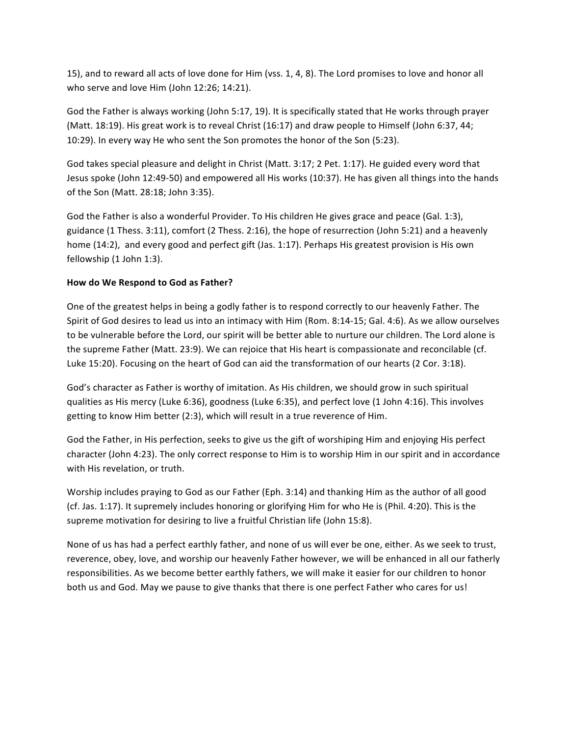15), and to reward all acts of love done for Him (vss. 1, 4, 8). The Lord promises to love and honor all who serve and love Him (John 12:26; 14:21).

God the Father is always working (John 5:17, 19). It is specifically stated that He works through prayer (Matt. 18:19). His great work is to reveal Christ (16:17) and draw people to Himself (John 6:37, 44; 10:29). In every way He who sent the Son promotes the honor of the Son (5:23).

God takes special pleasure and delight in Christ (Matt. 3:17; 2 Pet. 1:17). He guided every word that Jesus spoke (John 12:49-50) and empowered all His works (10:37). He has given all things into the hands of the Son (Matt. 28:18; John 3:35).

God the Father is also a wonderful Provider. To His children He gives grace and peace (Gal. 1:3), guidance (1 Thess. 3:11), comfort (2 Thess. 2:16), the hope of resurrection (John 5:21) and a heavenly home (14:2), and every good and perfect gift (Jas. 1:17). Perhaps His greatest provision is His own fellowship (1 John 1:3).

**How do We Respond to God as Father?**

One of the greatest helps in being a godly father is to respond correctly to our heavenly Father. The Spirit of God desires to lead us into an intimacy with Him (Rom. 8:14-15; Gal. 4:6). As we allow ourselves to be vulnerable before the Lord, our spirit will be better able to nurture our children. The Lord alone is the supreme Father (Matt. 23:9). We can rejoice that His heart is compassionate and reconcilable (cf. Luke 15:20). Focusing on the heart of God can aid the transformation of our hearts (2 Cor. 3:18).

God's character as Father is worthy of imitation. As His children, we should grow in such spiritual qualities as His mercy (Luke 6:36), goodness (Luke 6:35), and perfect love (1 John 4:16). This involves getting to know Him better (2:3), which will result in a true reverence of Him.

God the Father, in His perfection, seeks to give us the gift of worshiping Him and enjoying His perfect character (John 4:23). The only correct response to Him is to worship Him in our spirit and in accordance with His revelation, or truth.

Worship includes praying to God as our Father (Eph. 3:14) and thanking Him as the author of all good (cf. Jas. 1:17). It supremely includes honoring or glorifying Him for who He is (Phil. 4:20). This is the supreme motivation for desiring to live a fruitful Christian life (John 15:8).

None of us has had a perfect earthly father, and none of us will ever be one, either. As we seek to trust, reverence, obey, love, and worship our heavenly Father however, we will be enhanced in all our fatherly responsibilities. As we become better earthly fathers, we will make it easier for our children to honor both us and God. May we pause to give thanks that there is one perfect Father who cares for us!